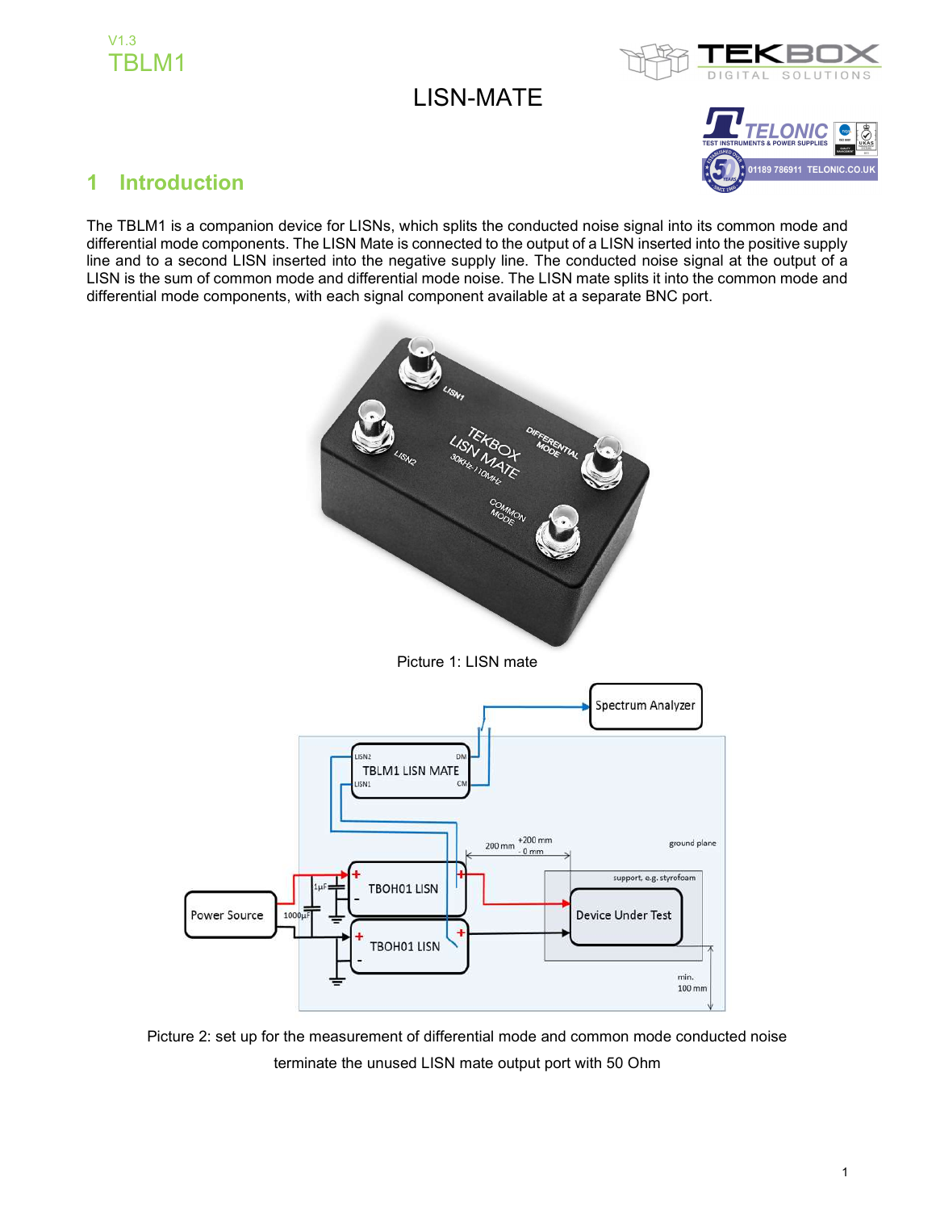V1.3
TBLM1

# LISN-MATE

## 1 Introduction

The TBLM1 is a companion device for LISNs, which splits the conducted noise signal into its common mode and differential mode components. The LISN Mate is connected to the output of a LISN inserted into the positive supply line and to a second LISN inserted into the negative supply line. The conducted noise signal at the output of a LISN is the sum of common mode and differential mode noise. The LISN mate splits it into the common mode and differential mode components, with each signal component available at a separate BNC port.

Picture 1: LISN mate

Picture 2: set up for the measurement of differential mode and common mode conducted noise

terminate the unused LISN mate output port with 50 Ohm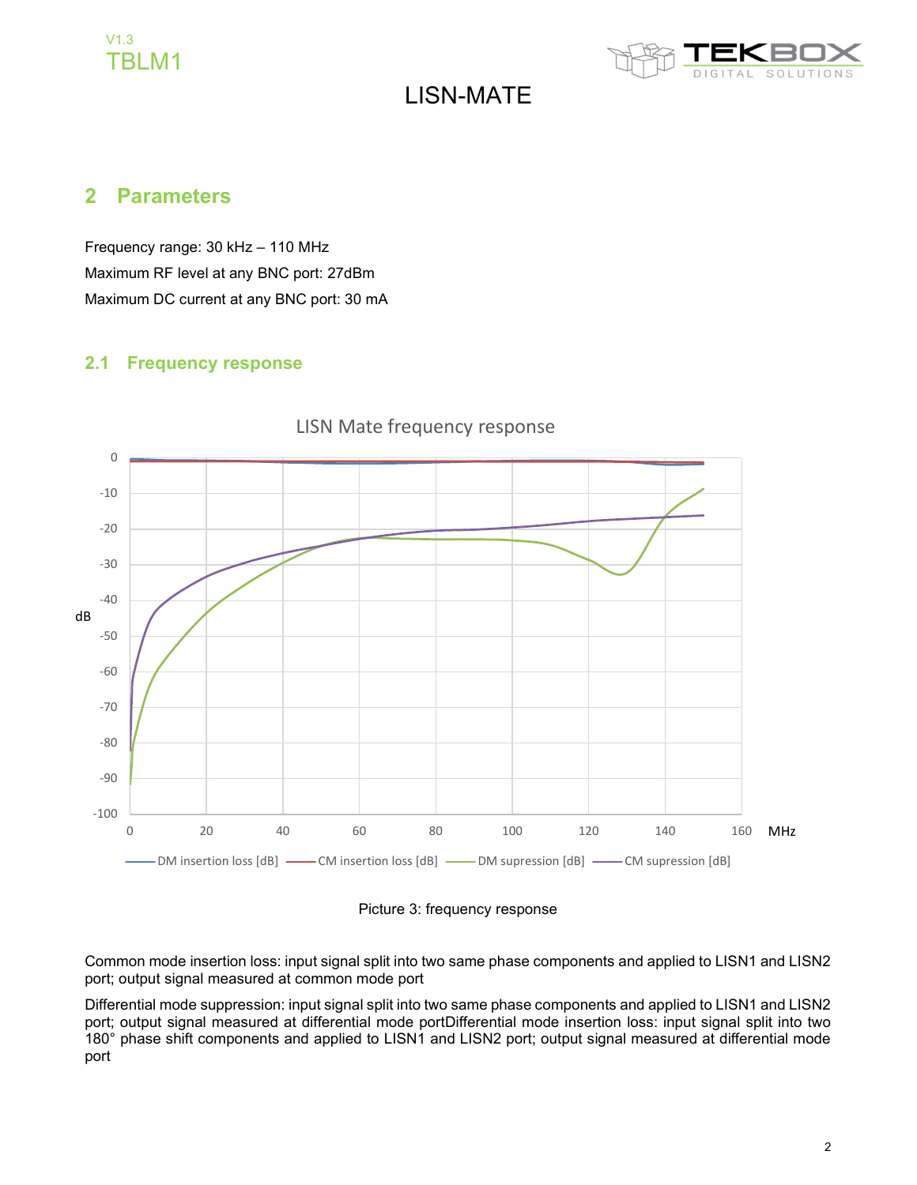## 2 Parameters

Frequency range: 30 kHz – 110 MHz

Maximum RF level at any BNC port: 27dBm

Maximum DC current at any BNC port: 30 mA

### 2.1 Frequency response

Picture 3: frequency response

Common mode insertion loss: input signal split into two same phase components and applied to LISN1 and LISN2 port; output signal measured at common mode port

Differential mode suppression: input signal split into two same phase components and applied to LISN1 and LISN2 port; output signal measured at differential mode portDifferential mode insertion loss: input signal split into two 180° phase shift components and applied to LISN1 and LISN2 port; output signal measured at differential mode port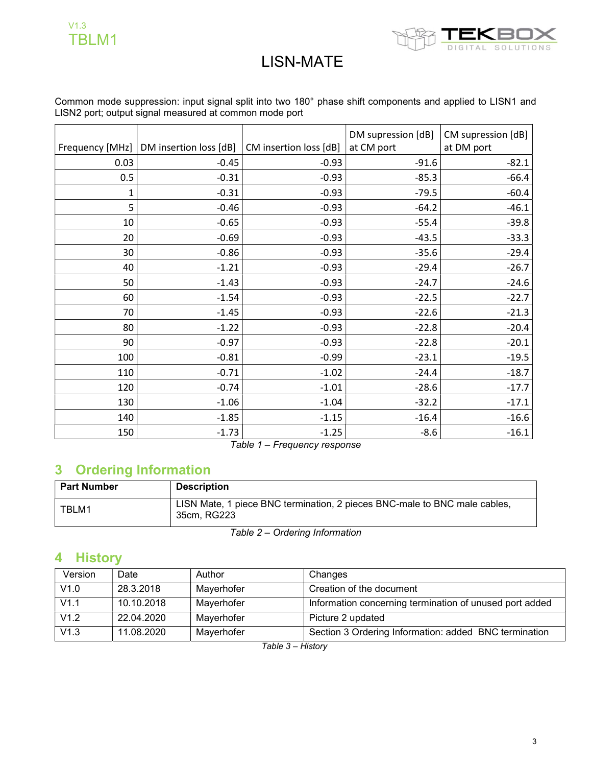Common mode suppression: input signal split into two 180° phase shift components and applied to LISN1 and LISN2 port; output signal measured at common mode port

| Frequency [MHz] | DM insertion loss [dB] | CM insertion loss [dB] | DM supression [dB] at CM port | CM supression [dB] at DM port |
|---|---|---|---|---|
| 0.03 | -0.45 | -0.93 | -91.6 | -82.1 |
| 0.5 | -0.31 | -0.93 | -85.3 | -66.4 |
| 1 | -0.31 | -0.93 | -79.5 | -60.4 |
| 5 | -0.46 | -0.93 | -64.2 | -46.1 |
| 10 | -0.65 | -0.93 | -55.4 | -39.8 |
| 20 | -0.69 | -0.93 | -43.5 | -33.3 |
| 30 | -0.86 | -0.93 | -35.6 | -29.4 |
| 40 | -1.21 | -0.93 | -29.4 | -26.7 |
| 50 | -1.43 | -0.93 | -24.7 | -24.6 |
| 60 | -1.54 | -0.93 | -22.5 | -22.7 |
| 70 | -1.45 | -0.93 | -22.6 | -21.3 |
| 80 | -1.22 | -0.93 | -22.8 | -20.4 |
| 90 | -0.97 | -0.93 | -22.8 | -20.1 |
| 100 | -0.81 | -0.99 | -23.1 | -19.5 |
| 110 | -0.71 | -1.02 | -24.4 | -18.7 |
| 120 | -0.74 | -1.01 | -28.6 | -17.7 |
| 130 | -1.06 | -1.04 | -32.2 | -17.1 |
| 140 | -1.85 | -1.15 | -16.4 | -16.6 |
| 150 | -1.73 | -1.25 | -8.6 | -16.1 |

*Table 1 – Frequency response*

## 3 Ordering Information

| Part Number | Description |
|---|---|
| TBLM1 | LISN Mate, 1 piece BNC termination, 2 pieces BNC-male to BNC male cables, 35cm, RG223 |

*Table 2 – Ordering Information*

## 4 History

| Version | Date | Author | Changes |
|---|---|---|---|
| V1.0 | 28.3.2018 | Mayerhofer | Creation of the document |
| V1.1 | 10.10.2018 | Mayerhofer | Information concerning termination of unused port added |
| V1.2 | 22.04.2020 | Mayerhofer | Picture 2 updated |
| V1.3 | 11.08.2020 | Mayerhofer | Section 3 Ordering Information: added BNC termination |

*Table 3 – History*